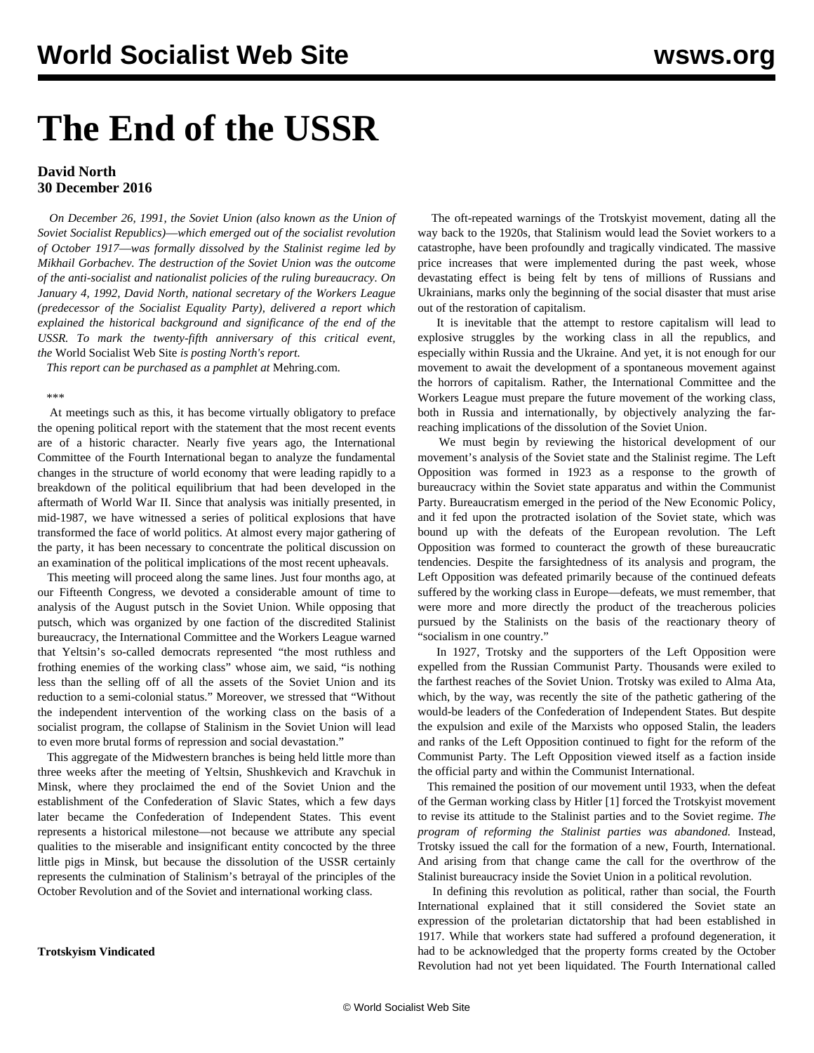# The End of the USSR

**David North**
**30 December 2016**

*On December 26, 1991, the Soviet Union (also known as the Union of Soviet Socialist Republics)—which emerged out of the socialist revolution of October 1917—was formally dissolved by the Stalinist regime led by Mikhail Gorbachev. The destruction of the Soviet Union was the outcome of the anti-socialist and nationalist policies of the ruling bureaucracy. On January 4, 1992, David North, national secretary of the Workers League (predecessor of the Socialist Equality Party), delivered a report which explained the historical background and significance of the end of the USSR. To mark the twenty-fifth anniversary of this critical event, the* World Socialist Web Site *is posting North's report.*

*This report can be purchased as a pamphlet at* Mehring.com*.*

\*\*\*

At meetings such as this, it has become virtually obligatory to preface the opening political report with the statement that the most recent events are of a historic character. Nearly five years ago, the International Committee of the Fourth International began to analyze the fundamental changes in the structure of world economy that were leading rapidly to a breakdown of the political equilibrium that had been developed in the aftermath of World War II. Since that analysis was initially presented, in mid-1987, we have witnessed a series of political explosions that have transformed the face of world politics. At almost every major gathering of the party, it has been necessary to concentrate the political discussion on an examination of the political implications of the most recent upheavals.

This meeting will proceed along the same lines. Just four months ago, at our Fifteenth Congress, we devoted a considerable amount of time to analysis of the August putsch in the Soviet Union. While opposing that putsch, which was organized by one faction of the discredited Stalinist bureaucracy, the International Committee and the Workers League warned that Yeltsin's so-called democrats represented "the most ruthless and frothing enemies of the working class" whose aim, we said, "is nothing less than the selling off of all the assets of the Soviet Union and its reduction to a semi-colonial status." Moreover, we stressed that "Without the independent intervention of the working class on the basis of a socialist program, the collapse of Stalinism in the Soviet Union will lead to even more brutal forms of repression and social devastation."

This aggregate of the Midwestern branches is being held little more than three weeks after the meeting of Yeltsin, Shushkevich and Kravchuk in Minsk, where they proclaimed the end of the Soviet Union and the establishment of the Confederation of Slavic States, which a few days later became the Confederation of Independent States. This event represents a historical milestone—not because we attribute any special qualities to the miserable and insignificant entity concocted by the three little pigs in Minsk, but because the dissolution of the USSR certainly represents the culmination of Stalinism's betrayal of the principles of the October Revolution and of the Soviet and international working class.

**Trotskyism Vindicated**

The oft-repeated warnings of the Trotskyist movement, dating all the way back to the 1920s, that Stalinism would lead the Soviet workers to a catastrophe, have been profoundly and tragically vindicated. The massive price increases that were implemented during the past week, whose devastating effect is being felt by tens of millions of Russians and Ukrainians, marks only the beginning of the social disaster that must arise out of the restoration of capitalism.

It is inevitable that the attempt to restore capitalism will lead to explosive struggles by the working class in all the republics, and especially within Russia and the Ukraine. And yet, it is not enough for our movement to await the development of a spontaneous movement against the horrors of capitalism. Rather, the International Committee and the Workers League must prepare the future movement of the working class, both in Russia and internationally, by objectively analyzing the far-reaching implications of the dissolution of the Soviet Union.

We must begin by reviewing the historical development of our movement's analysis of the Soviet state and the Stalinist regime. The Left Opposition was formed in 1923 as a response to the growth of bureaucracy within the Soviet state apparatus and within the Communist Party. Bureaucratism emerged in the period of the New Economic Policy, and it fed upon the protracted isolation of the Soviet state, which was bound up with the defeats of the European revolution. The Left Opposition was formed to counteract the growth of these bureaucratic tendencies. Despite the farsightedness of its analysis and program, the Left Opposition was defeated primarily because of the continued defeats suffered by the working class in Europe—defeats, we must remember, that were more and more directly the product of the treacherous policies pursued by the Stalinists on the basis of the reactionary theory of "socialism in one country."

In 1927, Trotsky and the supporters of the Left Opposition were expelled from the Russian Communist Party. Thousands were exiled to the farthest reaches of the Soviet Union. Trotsky was exiled to Alma Ata, which, by the way, was recently the site of the pathetic gathering of the would-be leaders of the Confederation of Independent States. But despite the expulsion and exile of the Marxists who opposed Stalin, the leaders and ranks of the Left Opposition continued to fight for the reform of the Communist Party. The Left Opposition viewed itself as a faction inside the official party and within the Communist International.

This remained the position of our movement until 1933, when the defeat of the German working class by Hitler [1] forced the Trotskyist movement to revise its attitude to the Stalinist parties and to the Soviet regime. *The program of reforming the Stalinist parties was abandoned.* Instead, Trotsky issued the call for the formation of a new, Fourth, International. And arising from that change came the call for the overthrow of the Stalinist bureaucracy inside the Soviet Union in a political revolution.

In defining this revolution as political, rather than social, the Fourth International explained that it still considered the Soviet state an expression of the proletarian dictatorship that had been established in 1917. While that workers state had suffered a profound degeneration, it had to be acknowledged that the property forms created by the October Revolution had not yet been liquidated. The Fourth International called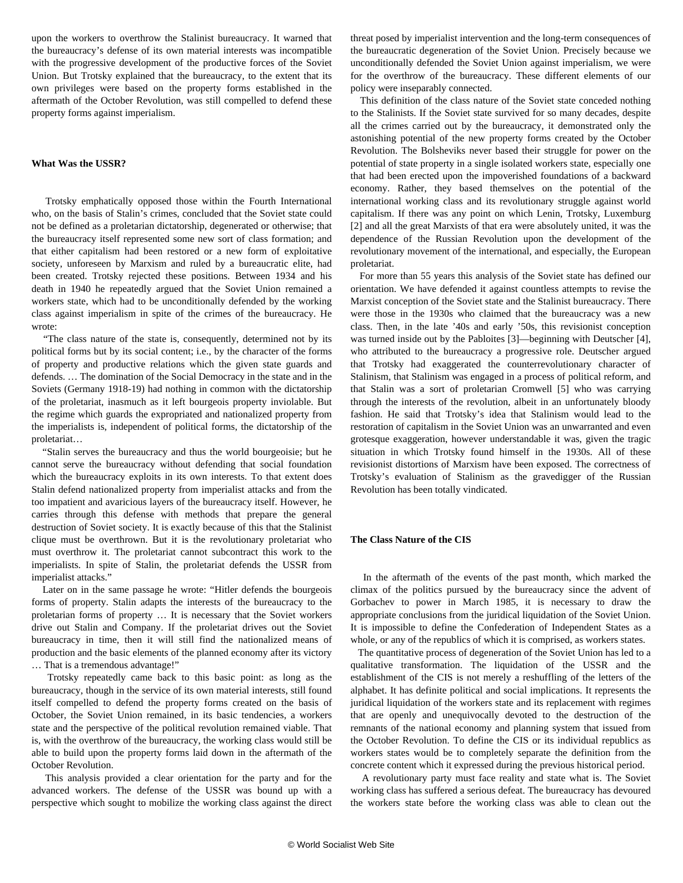upon the workers to overthrow the Stalinist bureaucracy. It warned that the bureaucracy's defense of its own material interests was incompatible with the progressive development of the productive forces of the Soviet Union. But Trotsky explained that the bureaucracy, to the extent that its own privileges were based on the property forms established in the aftermath of the October Revolution, was still compelled to defend these property forms against imperialism.

### What Was the USSR?

Trotsky emphatically opposed those within the Fourth International who, on the basis of Stalin's crimes, concluded that the Soviet state could not be defined as a proletarian dictatorship, degenerated or otherwise; that the bureaucracy itself represented some new sort of class formation; and that either capitalism had been restored or a new form of exploitative society, unforeseen by Marxism and ruled by a bureaucratic elite, had been created. Trotsky rejected these positions. Between 1934 and his death in 1940 he repeatedly argued that the Soviet Union remained a workers state, which had to be unconditionally defended by the working class against imperialism in spite of the crimes of the bureaucracy. He wrote:

"The class nature of the state is, consequently, determined not by its political forms but by its social content; i.e., by the character of the forms of property and productive relations which the given state guards and defends. … The domination of the Social Democracy in the state and in the Soviets (Germany 1918-19) had nothing in common with the dictatorship of the proletariat, inasmuch as it left bourgeois property inviolable. But the regime which guards the expropriated and nationalized property from the imperialists is, independent of political forms, the dictatorship of the proletariat…

"Stalin serves the bureaucracy and thus the world bourgeoisie; but he cannot serve the bureaucracy without defending that social foundation which the bureaucracy exploits in its own interests. To that extent does Stalin defend nationalized property from imperialist attacks and from the too impatient and avaricious layers of the bureaucracy itself. However, he carries through this defense with methods that prepare the general destruction of Soviet society. It is exactly because of this that the Stalinist clique must be overthrown. But it is the revolutionary proletariat who must overthrow it. The proletariat cannot subcontract this work to the imperialists. In spite of Stalin, the proletariat defends the USSR from imperialist attacks."

Later on in the same passage he wrote: "Hitler defends the bourgeois forms of property. Stalin adapts the interests of the bureaucracy to the proletarian forms of property … It is necessary that the Soviet workers drive out Stalin and Company. If the proletariat drives out the Soviet bureaucracy in time, then it will still find the nationalized means of production and the basic elements of the planned economy after its victory … That is a tremendous advantage!"

Trotsky repeatedly came back to this basic point: as long as the bureaucracy, though in the service of its own material interests, still found itself compelled to defend the property forms created on the basis of October, the Soviet Union remained, in its basic tendencies, a workers state and the perspective of the political revolution remained viable. That is, with the overthrow of the bureaucracy, the working class would still be able to build upon the property forms laid down in the aftermath of the October Revolution.

This analysis provided a clear orientation for the party and for the advanced workers. The defense of the USSR was bound up with a perspective which sought to mobilize the working class against the direct threat posed by imperialist intervention and the long-term consequences of the bureaucratic degeneration of the Soviet Union. Precisely because we unconditionally defended the Soviet Union against imperialism, we were for the overthrow of the bureaucracy. These different elements of our policy were inseparably connected.

This definition of the class nature of the Soviet state conceded nothing to the Stalinists. If the Soviet state survived for so many decades, despite all the crimes carried out by the bureaucracy, it demonstrated only the astonishing potential of the new property forms created by the October Revolution. The Bolsheviks never based their struggle for power on the potential of state property in a single isolated workers state, especially one that had been erected upon the impoverished foundations of a backward economy. Rather, they based themselves on the potential of the international working class and its revolutionary struggle against world capitalism. If there was any point on which Lenin, Trotsky, Luxemburg [2] and all the great Marxists of that era were absolutely united, it was the dependence of the Russian Revolution upon the development of the revolutionary movement of the international, and especially, the European proletariat.

For more than 55 years this analysis of the Soviet state has defined our orientation. We have defended it against countless attempts to revise the Marxist conception of the Soviet state and the Stalinist bureaucracy. There were those in the 1930s who claimed that the bureaucracy was a new class. Then, in the late '40s and early '50s, this revisionist conception was turned inside out by the Pabloites [3]—beginning with Deutscher [4], who attributed to the bureaucracy a progressive role. Deutscher argued that Trotsky had exaggerated the counterrevolutionary character of Stalinism, that Stalinism was engaged in a process of political reform, and that Stalin was a sort of proletarian Cromwell [5] who was carrying through the interests of the revolution, albeit in an unfortunately bloody fashion. He said that Trotsky's idea that Stalinism would lead to the restoration of capitalism in the Soviet Union was an unwarranted and even grotesque exaggeration, however understandable it was, given the tragic situation in which Trotsky found himself in the 1930s. All of these revisionist distortions of Marxism have been exposed. The correctness of Trotsky's evaluation of Stalinism as the gravedigger of the Russian Revolution has been totally vindicated.

### The Class Nature of the CIS

In the aftermath of the events of the past month, which marked the climax of the politics pursued by the bureaucracy since the advent of Gorbachev to power in March 1985, it is necessary to draw the appropriate conclusions from the juridical liquidation of the Soviet Union. It is impossible to define the Confederation of Independent States as a whole, or any of the republics of which it is comprised, as workers states.

The quantitative process of degeneration of the Soviet Union has led to a qualitative transformation. The liquidation of the USSR and the establishment of the CIS is not merely a reshuffling of the letters of the alphabet. It has definite political and social implications. It represents the juridical liquidation of the workers state and its replacement with regimes that are openly and unequivocally devoted to the destruction of the remnants of the national economy and planning system that issued from the October Revolution. To define the CIS or its individual republics as workers states would be to completely separate the definition from the concrete content which it expressed during the previous historical period.

A revolutionary party must face reality and state what is. The Soviet working class has suffered a serious defeat. The bureaucracy has devoured the workers state before the working class was able to clean out the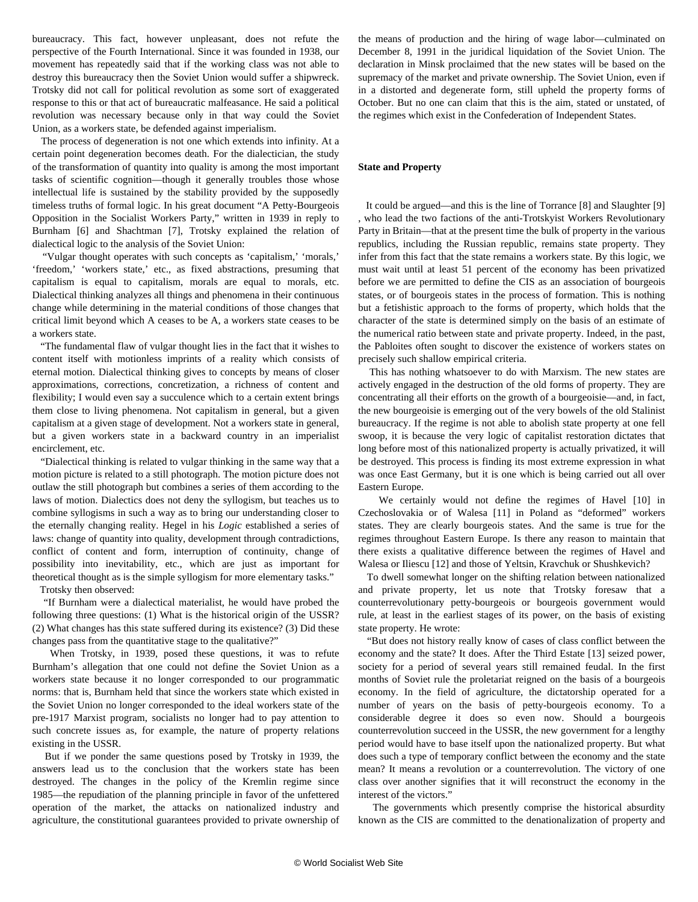bureaucracy. This fact, however unpleasant, does not refute the perspective of the Fourth International. Since it was founded in 1938, our movement has repeatedly said that if the working class was not able to destroy this bureaucracy then the Soviet Union would suffer a shipwreck. Trotsky did not call for political revolution as some sort of exaggerated response to this or that act of bureaucratic malfeasance. He said a political revolution was necessary because only in that way could the Soviet Union, as a workers state, be defended against imperialism.

The process of degeneration is not one which extends into infinity. At a certain point degeneration becomes death. For the dialectician, the study of the transformation of quantity into quality is among the most important tasks of scientific cognition—though it generally troubles those whose intellectual life is sustained by the stability provided by the supposedly timeless truths of formal logic. In his great document "A Petty-Bourgeois Opposition in the Socialist Workers Party," written in 1939 in reply to Burnham [6] and Shachtman [7], Trotsky explained the relation of dialectical logic to the analysis of the Soviet Union:

"Vulgar thought operates with such concepts as 'capitalism,' 'morals,' 'freedom,' 'workers state,' etc., as fixed abstractions, presuming that capitalism is equal to capitalism, morals are equal to morals, etc. Dialectical thinking analyzes all things and phenomena in their continuous change while determining in the material conditions of those changes that critical limit beyond which A ceases to be A, a workers state ceases to be a workers state.

"The fundamental flaw of vulgar thought lies in the fact that it wishes to content itself with motionless imprints of a reality which consists of eternal motion. Dialectical thinking gives to concepts by means of closer approximations, corrections, concretization, a richness of content and flexibility; I would even say a succulence which to a certain extent brings them close to living phenomena. Not capitalism in general, but a given capitalism at a given stage of development. Not a workers state in general, but a given workers state in a backward country in an imperialist encirclement, etc.

"Dialectical thinking is related to vulgar thinking in the same way that a motion picture is related to a still photograph. The motion picture does not outlaw the still photograph but combines a series of them according to the laws of motion. Dialectics does not deny the syllogism, but teaches us to combine syllogisms in such a way as to bring our understanding closer to the eternally changing reality. Hegel in his *Logic* established a series of laws: change of quantity into quality, development through contradictions, conflict of content and form, interruption of continuity, change of possibility into inevitability, etc., which are just as important for theoretical thought as is the simple syllogism for more elementary tasks."

Trotsky then observed:

"If Burnham were a dialectical materialist, he would have probed the following three questions: (1) What is the historical origin of the USSR? (2) What changes has this state suffered during its existence? (3) Did these changes pass from the quantitative stage to the qualitative?"

When Trotsky, in 1939, posed these questions, it was to refute Burnham's allegation that one could not define the Soviet Union as a workers state because it no longer corresponded to our programmatic norms: that is, Burnham held that since the workers state which existed in the Soviet Union no longer corresponded to the ideal workers state of the pre-1917 Marxist program, socialists no longer had to pay attention to such concrete issues as, for example, the nature of property relations existing in the USSR.

But if we ponder the same questions posed by Trotsky in 1939, the answers lead us to the conclusion that the workers state has been destroyed. The changes in the policy of the Kremlin regime since 1985—the repudiation of the planning principle in favor of the unfettered operation of the market, the attacks on nationalized industry and agriculture, the constitutional guarantees provided to private ownership of the means of production and the hiring of wage labor—culminated on December 8, 1991 in the juridical liquidation of the Soviet Union. The declaration in Minsk proclaimed that the new states will be based on the supremacy of the market and private ownership. The Soviet Union, even if in a distorted and degenerate form, still upheld the property forms of October. But no one can claim that this is the aim, stated or unstated, of the regimes which exist in the Confederation of Independent States.

**State and Property**

It could be argued—and this is the line of Torrance [8] and Slaughter [9], who lead the two factions of the anti-Trotskyist Workers Revolutionary Party in Britain—that at the present time the bulk of property in the various republics, including the Russian republic, remains state property. They infer from this fact that the state remains a workers state. By this logic, we must wait until at least 51 percent of the economy has been privatized before we are permitted to define the CIS as an association of bourgeois states, or of bourgeois states in the process of formation. This is nothing but a fetishistic approach to the forms of property, which holds that the character of the state is determined simply on the basis of an estimate of the numerical ratio between state and private property. Indeed, in the past, the Pabloites often sought to discover the existence of workers states on precisely such shallow empirical criteria.

This has nothing whatsoever to do with Marxism. The new states are actively engaged in the destruction of the old forms of property. They are concentrating all their efforts on the growth of a bourgeoisie—and, in fact, the new bourgeoisie is emerging out of the very bowels of the old Stalinist bureaucracy. If the regime is not able to abolish state property at one fell swoop, it is because the very logic of capitalist restoration dictates that long before most of this nationalized property is actually privatized, it will be destroyed. This process is finding its most extreme expression in what was once East Germany, but it is one which is being carried out all over Eastern Europe.

We certainly would not define the regimes of Havel [10] in Czechoslovakia or of Walesa [11] in Poland as "deformed" workers states. They are clearly bourgeois states. And the same is true for the regimes throughout Eastern Europe. Is there any reason to maintain that there exists a qualitative difference between the regimes of Havel and Walesa or Iliescu [12] and those of Yeltsin, Kravchuk or Shushkevich?

To dwell somewhat longer on the shifting relation between nationalized and private property, let us note that Trotsky foresaw that a counterrevolutionary petty-bourgeois or bourgeois government would rule, at least in the earliest stages of its power, on the basis of existing state property. He wrote:

"But does not history really know of cases of class conflict between the economy and the state? It does. After the Third Estate [13] seized power, society for a period of several years still remained feudal. In the first months of Soviet rule the proletariat reigned on the basis of a bourgeois economy. In the field of agriculture, the dictatorship operated for a number of years on the basis of petty-bourgeois economy. To a considerable degree it does so even now. Should a bourgeois counterrevolution succeed in the USSR, the new government for a lengthy period would have to base itself upon the nationalized property. But what does such a type of temporary conflict between the economy and the state mean? It means a revolution or a counterrevolution. The victory of one class over another signifies that it will reconstruct the economy in the interest of the victors."

The governments which presently comprise the historical absurdity known as the CIS are committed to the denationalization of property and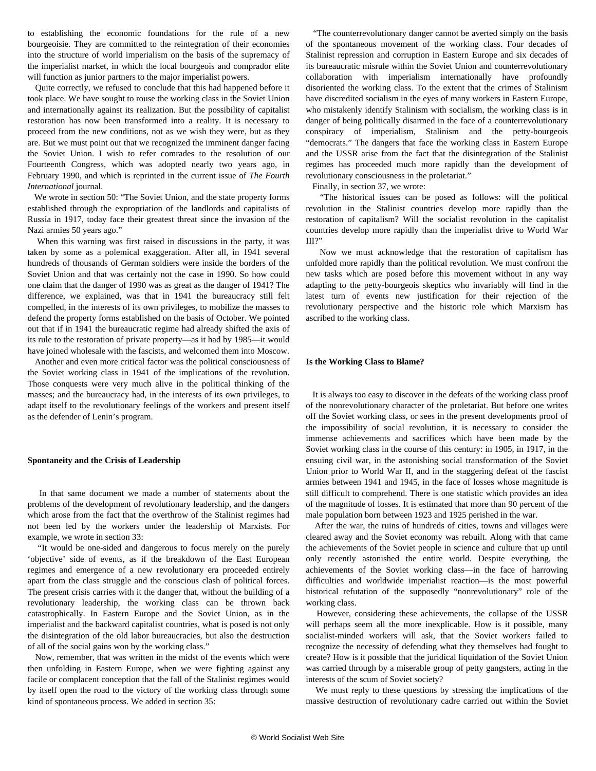to establishing the economic foundations for the rule of a new bourgeoisie. They are committed to the reintegration of their economies into the structure of world imperialism on the basis of the supremacy of the imperialist market, in which the local bourgeois and comprador elite will function as junior partners to the major imperialist powers.

Quite correctly, we refused to conclude that this had happened before it took place. We have sought to rouse the working class in the Soviet Union and internationally against its realization. But the possibility of capitalist restoration has now been transformed into a reality. It is necessary to proceed from the new conditions, not as we wish they were, but as they are. But we must point out that we recognized the imminent danger facing the Soviet Union. I wish to refer comrades to the resolution of our Fourteenth Congress, which was adopted nearly two years ago, in February 1990, and which is reprinted in the current issue of *The Fourth International* journal.

We wrote in section 50: "The Soviet Union, and the state property forms established through the expropriation of the landlords and capitalists of Russia in 1917, today face their greatest threat since the invasion of the Nazi armies 50 years ago."

When this warning was first raised in discussions in the party, it was taken by some as a polemical exaggeration. After all, in 1941 several hundreds of thousands of German soldiers were inside the borders of the Soviet Union and that was certainly not the case in 1990. So how could one claim that the danger of 1990 was as great as the danger of 1941? The difference, we explained, was that in 1941 the bureaucracy still felt compelled, in the interests of its own privileges, to mobilize the masses to defend the property forms established on the basis of October. We pointed out that if in 1941 the bureaucratic regime had already shifted the axis of its rule to the restoration of private property—as it had by 1985—it would have joined wholesale with the fascists, and welcomed them into Moscow.

Another and even more critical factor was the political consciousness of the Soviet working class in 1941 of the implications of the revolution. Those conquests were very much alive in the political thinking of the masses; and the bureaucracy had, in the interests of its own privileges, to adapt itself to the revolutionary feelings of the workers and present itself as the defender of Lenin's program.

### Spontaneity and the Crisis of Leadership

In that same document we made a number of statements about the problems of the development of revolutionary leadership, and the dangers which arose from the fact that the overthrow of the Stalinist regimes had not been led by the workers under the leadership of Marxists. For example, we wrote in section 33:

"It would be one-sided and dangerous to focus merely on the purely 'objective' side of events, as if the breakdown of the East European regimes and emergence of a new revolutionary era proceeded entirely apart from the class struggle and the conscious clash of political forces. The present crisis carries with it the danger that, without the building of a revolutionary leadership, the working class can be thrown back catastrophically. In Eastern Europe and the Soviet Union, as in the imperialist and the backward capitalist countries, what is posed is not only the disintegration of the old labor bureaucracies, but also the destruction of all of the social gains won by the working class."

Now, remember, that was written in the midst of the events which were then unfolding in Eastern Europe, when we were fighting against any facile or complacent conception that the fall of the Stalinist regimes would by itself open the road to the victory of the working class through some kind of spontaneous process. We added in section 35:

"The counterrevolutionary danger cannot be averted simply on the basis of the spontaneous movement of the working class. Four decades of Stalinist repression and corruption in Eastern Europe and six decades of its bureaucratic misrule within the Soviet Union and counterrevolutionary collaboration with imperialism internationally have profoundly disoriented the working class. To the extent that the crimes of Stalinism have discredited socialism in the eyes of many workers in Eastern Europe, who mistakenly identify Stalinism with socialism, the working class is in danger of being politically disarmed in the face of a counterrevolutionary conspiracy of imperialism, Stalinism and the petty-bourgeois "democrats." The dangers that face the working class in Eastern Europe and the USSR arise from the fact that the disintegration of the Stalinist regimes has proceeded much more rapidly than the development of revolutionary consciousness in the proletariat."

Finally, in section 37, we wrote:

"The historical issues can be posed as follows: will the political revolution in the Stalinist countries develop more rapidly than the restoration of capitalism? Will the socialist revolution in the capitalist countries develop more rapidly than the imperialist drive to World War III?"

Now we must acknowledge that the restoration of capitalism has unfolded more rapidly than the political revolution. We must confront the new tasks which are posed before this movement without in any way adapting to the petty-bourgeois skeptics who invariably will find in the latest turn of events new justification for their rejection of the revolutionary perspective and the historic role which Marxism has ascribed to the working class.

### Is the Working Class to Blame?

It is always too easy to discover in the defeats of the working class proof of the nonrevolutionary character of the proletariat. But before one writes off the Soviet working class, or sees in the present developments proof of the impossibility of social revolution, it is necessary to consider the immense achievements and sacrifices which have been made by the Soviet working class in the course of this century: in 1905, in 1917, in the ensuing civil war, in the astonishing social transformation of the Soviet Union prior to World War II, and in the staggering defeat of the fascist armies between 1941 and 1945, in the face of losses whose magnitude is still difficult to comprehend. There is one statistic which provides an idea of the magnitude of losses. It is estimated that more than 90 percent of the male population born between 1923 and 1925 perished in the war.

After the war, the ruins of hundreds of cities, towns and villages were cleared away and the Soviet economy was rebuilt. Along with that came the achievements of the Soviet people in science and culture that up until only recently astonished the entire world. Despite everything, the achievements of the Soviet working class—in the face of harrowing difficulties and worldwide imperialist reaction—is the most powerful historical refutation of the supposedly "nonrevolutionary" role of the working class.

However, considering these achievements, the collapse of the USSR will perhaps seem all the more inexplicable. How is it possible, many socialist-minded workers will ask, that the Soviet workers failed to recognize the necessity of defending what they themselves had fought to create? How is it possible that the juridical liquidation of the Soviet Union was carried through by a miserable group of petty gangsters, acting in the interests of the scum of Soviet society?

We must reply to these questions by stressing the implications of the massive destruction of revolutionary cadre carried out within the Soviet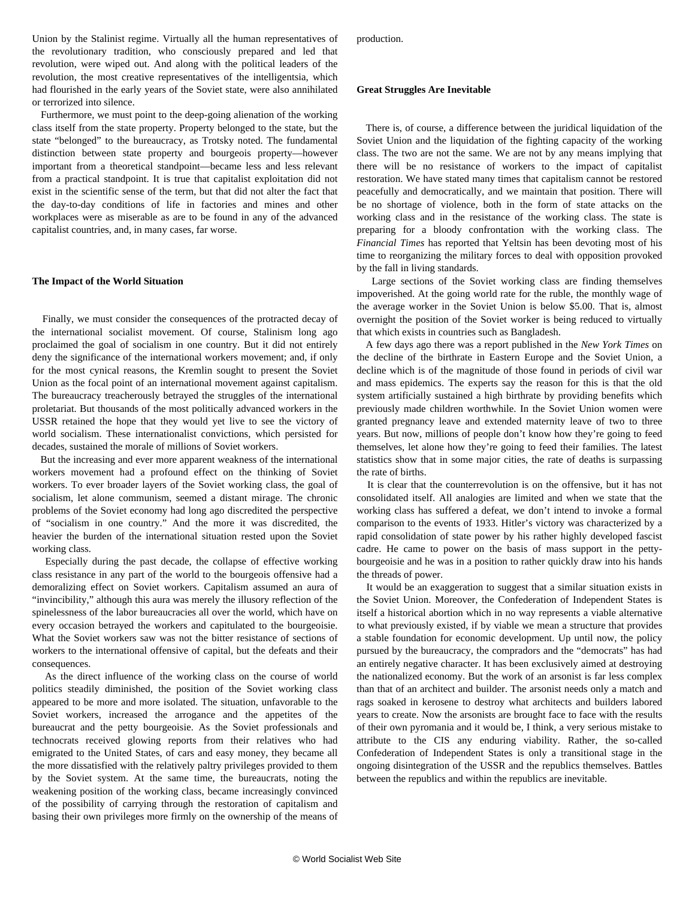Union by the Stalinist regime. Virtually all the human representatives of the revolutionary tradition, who consciously prepared and led that revolution, were wiped out. And along with the political leaders of the revolution, the most creative representatives of the intelligentsia, which had flourished in the early years of the Soviet state, were also annihilated or terrorized into silence.

Furthermore, we must point to the deep-going alienation of the working class itself from the state property. Property belonged to the state, but the state "belonged" to the bureaucracy, as Trotsky noted. The fundamental distinction between state property and bourgeois property—however important from a theoretical standpoint—became less and less relevant from a practical standpoint. It is true that capitalist exploitation did not exist in the scientific sense of the term, but that did not alter the fact that the day-to-day conditions of life in factories and mines and other workplaces were as miserable as are to be found in any of the advanced capitalist countries, and, in many cases, far worse.

**The Impact of the World Situation**

Finally, we must consider the consequences of the protracted decay of the international socialist movement. Of course, Stalinism long ago proclaimed the goal of socialism in one country. But it did not entirely deny the significance of the international workers movement; and, if only for the most cynical reasons, the Kremlin sought to present the Soviet Union as the focal point of an international movement against capitalism. The bureaucracy treacherously betrayed the struggles of the international proletariat. But thousands of the most politically advanced workers in the USSR retained the hope that they would yet live to see the victory of world socialism. These internationalist convictions, which persisted for decades, sustained the morale of millions of Soviet workers.

But the increasing and ever more apparent weakness of the international workers movement had a profound effect on the thinking of Soviet workers. To ever broader layers of the Soviet working class, the goal of socialism, let alone communism, seemed a distant mirage. The chronic problems of the Soviet economy had long ago discredited the perspective of "socialism in one country." And the more it was discredited, the heavier the burden of the international situation rested upon the Soviet working class.

Especially during the past decade, the collapse of effective working class resistance in any part of the world to the bourgeois offensive had a demoralizing effect on Soviet workers. Capitalism assumed an aura of "invincibility," although this aura was merely the illusory reflection of the spinelessness of the labor bureaucracies all over the world, which have on every occasion betrayed the workers and capitulated to the bourgeoisie. What the Soviet workers saw was not the bitter resistance of sections of workers to the international offensive of capital, but the defeats and their consequences.

As the direct influence of the working class on the course of world politics steadily diminished, the position of the Soviet working class appeared to be more and more isolated. The situation, unfavorable to the Soviet workers, increased the arrogance and the appetites of the bureaucrat and the petty bourgeoisie. As the Soviet professionals and technocrats received glowing reports from their relatives who had emigrated to the United States, of cars and easy money, they became all the more dissatisfied with the relatively paltry privileges provided to them by the Soviet system. At the same time, the bureaucrats, noting the weakening position of the working class, became increasingly convinced of the possibility of carrying through the restoration of capitalism and basing their own privileges more firmly on the ownership of the means of production.

**Great Struggles Are Inevitable**

There is, of course, a difference between the juridical liquidation of the Soviet Union and the liquidation of the fighting capacity of the working class. The two are not the same. We are not by any means implying that there will be no resistance of workers to the impact of capitalist restoration. We have stated many times that capitalism cannot be restored peacefully and democratically, and we maintain that position. There will be no shortage of violence, both in the form of state attacks on the working class and in the resistance of the working class. The state is preparing for a bloody confrontation with the working class. The *Financial Times* has reported that Yeltsin has been devoting most of his time to reorganizing the military forces to deal with opposition provoked by the fall in living standards.

Large sections of the Soviet working class are finding themselves impoverished. At the going world rate for the ruble, the monthly wage of the average worker in the Soviet Union is below $5.00. That is, almost overnight the position of the Soviet worker is being reduced to virtually that which exists in countries such as Bangladesh.

A few days ago there was a report published in the *New York Times* on the decline of the birthrate in Eastern Europe and the Soviet Union, a decline which is of the magnitude of those found in periods of civil war and mass epidemics. The experts say the reason for this is that the old system artificially sustained a high birthrate by providing benefits which previously made children worthwhile. In the Soviet Union women were granted pregnancy leave and extended maternity leave of two to three years. But now, millions of people don't know how they're going to feed themselves, let alone how they're going to feed their families. The latest statistics show that in some major cities, the rate of deaths is surpassing the rate of births.

It is clear that the counterrevolution is on the offensive, but it has not consolidated itself. All analogies are limited and when we state that the working class has suffered a defeat, we don't intend to invoke a formal comparison to the events of 1933. Hitler's victory was characterized by a rapid consolidation of state power by his rather highly developed fascist cadre. He came to power on the basis of mass support in the petty-bourgeoisie and he was in a position to rather quickly draw into his hands the threads of power.

It would be an exaggeration to suggest that a similar situation exists in the Soviet Union. Moreover, the Confederation of Independent States is itself a historical abortion which in no way represents a viable alternative to what previously existed, if by viable we mean a structure that provides a stable foundation for economic development. Up until now, the policy pursued by the bureaucracy, the compradors and the "democrats" has had an entirely negative character. It has been exclusively aimed at destroying the nationalized economy. But the work of an arsonist is far less complex than that of an architect and builder. The arsonist needs only a match and rags soaked in kerosene to destroy what architects and builders labored years to create. Now the arsonists are brought face to face with the results of their own pyromania and it would be, I think, a very serious mistake to attribute to the CIS any enduring viability. Rather, the so-called Confederation of Independent States is only a transitional stage in the ongoing disintegration of the USSR and the republics themselves. Battles between the republics and within the republics are inevitable.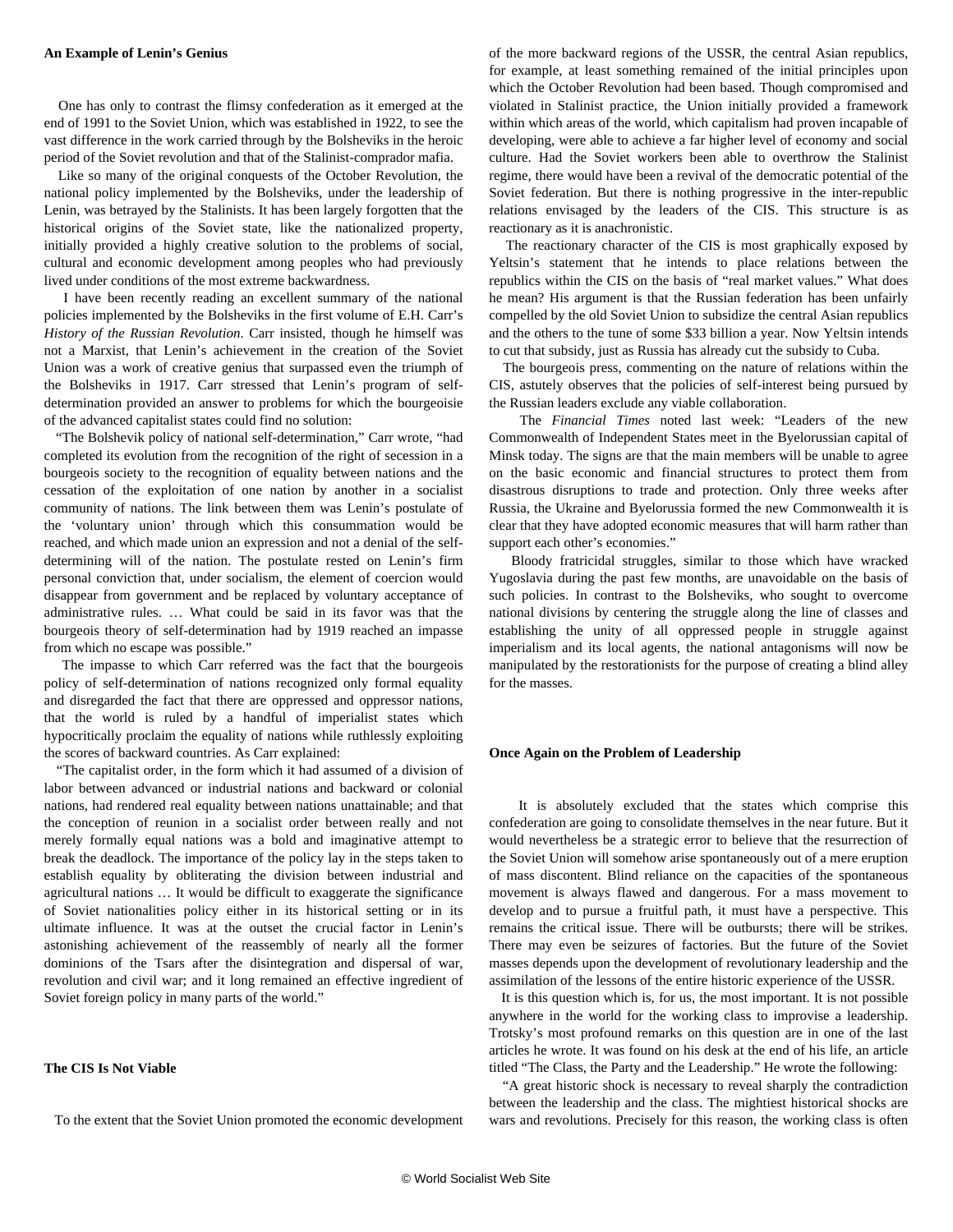**An Example of Lenin's Genius**

One has only to contrast the flimsy confederation as it emerged at the end of 1991 to the Soviet Union, which was established in 1922, to see the vast difference in the work carried through by the Bolsheviks in the heroic period of the Soviet revolution and that of the Stalinist-comprador mafia.

Like so many of the original conquests of the October Revolution, the national policy implemented by the Bolsheviks, under the leadership of Lenin, was betrayed by the Stalinists. It has been largely forgotten that the historical origins of the Soviet state, like the nationalized property, initially provided a highly creative solution to the problems of social, cultural and economic development among peoples who had previously lived under conditions of the most extreme backwardness.

I have been recently reading an excellent summary of the national policies implemented by the Bolsheviks in the first volume of E.H. Carr's *History of the Russian Revolution*. Carr insisted, though he himself was not a Marxist, that Lenin's achievement in the creation of the Soviet Union was a work of creative genius that surpassed even the triumph of the Bolsheviks in 1917. Carr stressed that Lenin's program of self-determination provided an answer to problems for which the bourgeoisie of the advanced capitalist states could find no solution:

"The Bolshevik policy of national self-determination," Carr wrote, "had completed its evolution from the recognition of the right of secession in a bourgeois society to the recognition of equality between nations and the cessation of the exploitation of one nation by another in a socialist community of nations. The link between them was Lenin's postulate of the 'voluntary union' through which this consummation would be reached, and which made union an expression and not a denial of the self-determining will of the nation. The postulate rested on Lenin's firm personal conviction that, under socialism, the element of coercion would disappear from government and be replaced by voluntary acceptance of administrative rules. … What could be said in its favor was that the bourgeois theory of self-determination had by 1919 reached an impasse from which no escape was possible."

The impasse to which Carr referred was the fact that the bourgeois policy of self-determination of nations recognized only formal equality and disregarded the fact that there are oppressed and oppressor nations, that the world is ruled by a handful of imperialist states which hypocritically proclaim the equality of nations while ruthlessly exploiting the scores of backward countries. As Carr explained:

"The capitalist order, in the form which it had assumed of a division of labor between advanced or industrial nations and backward or colonial nations, had rendered real equality between nations unattainable; and that the conception of reunion in a socialist order between really and not merely formally equal nations was a bold and imaginative attempt to break the deadlock. The importance of the policy lay in the steps taken to establish equality by obliterating the division between industrial and agricultural nations … It would be difficult to exaggerate the significance of Soviet nationalities policy either in its historical setting or in its ultimate influence. It was at the outset the crucial factor in Lenin's astonishing achievement of the reassembly of nearly all the former dominions of the Tsars after the disintegration and dispersal of war, revolution and civil war; and it long remained an effective ingredient of Soviet foreign policy in many parts of the world."

**The CIS Is Not Viable**

To the extent that the Soviet Union promoted the economic development of the more backward regions of the USSR, the central Asian republics, for example, at least something remained of the initial principles upon which the October Revolution had been based. Though compromised and violated in Stalinist practice, the Union initially provided a framework within which areas of the world, which capitalism had proven incapable of developing, were able to achieve a far higher level of economy and social culture. Had the Soviet workers been able to overthrow the Stalinist regime, there would have been a revival of the democratic potential of the Soviet federation. But there is nothing progressive in the inter-republic relations envisaged by the leaders of the CIS. This structure is as reactionary as it is anachronistic.

The reactionary character of the CIS is most graphically exposed by Yeltsin's statement that he intends to place relations between the republics within the CIS on the basis of "real market values." What does he mean? His argument is that the Russian federation has been unfairly compelled by the old Soviet Union to subsidize the central Asian republics and the others to the tune of some $33 billion a year. Now Yeltsin intends to cut that subsidy, just as Russia has already cut the subsidy to Cuba.

The bourgeois press, commenting on the nature of relations within the CIS, astutely observes that the policies of self-interest being pursued by the Russian leaders exclude any viable collaboration.

The *Financial Times* noted last week: "Leaders of the new Commonwealth of Independent States meet in the Byelorussian capital of Minsk today. The signs are that the main members will be unable to agree on the basic economic and financial structures to protect them from disastrous disruptions to trade and protection. Only three weeks after Russia, the Ukraine and Byelorussia formed the new Commonwealth it is clear that they have adopted economic measures that will harm rather than support each other's economies."

Bloody fratricidal struggles, similar to those which have wracked Yugoslavia during the past few months, are unavoidable on the basis of such policies. In contrast to the Bolsheviks, who sought to overcome national divisions by centering the struggle along the line of classes and establishing the unity of all oppressed people in struggle against imperialism and its local agents, the national antagonisms will now be manipulated by the restorationists for the purpose of creating a blind alley for the masses.

**Once Again on the Problem of Leadership**

It is absolutely excluded that the states which comprise this confederation are going to consolidate themselves in the near future. But it would nevertheless be a strategic error to believe that the resurrection of the Soviet Union will somehow arise spontaneously out of a mere eruption of mass discontent. Blind reliance on the capacities of the spontaneous movement is always flawed and dangerous. For a mass movement to develop and to pursue a fruitful path, it must have a perspective. This remains the critical issue. There will be outbursts; there will be strikes. There may even be seizures of factories. But the future of the Soviet masses depends upon the development of revolutionary leadership and the assimilation of the lessons of the entire historic experience of the USSR.

It is this question which is, for us, the most important. It is not possible anywhere in the world for the working class to improvise a leadership. Trotsky's most profound remarks on this question are in one of the last articles he wrote. It was found on his desk at the end of his life, an article titled "The Class, the Party and the Leadership." He wrote the following:

"A great historic shock is necessary to reveal sharply the contradiction between the leadership and the class. The mightiest historical shocks are wars and revolutions. Precisely for this reason, the working class is often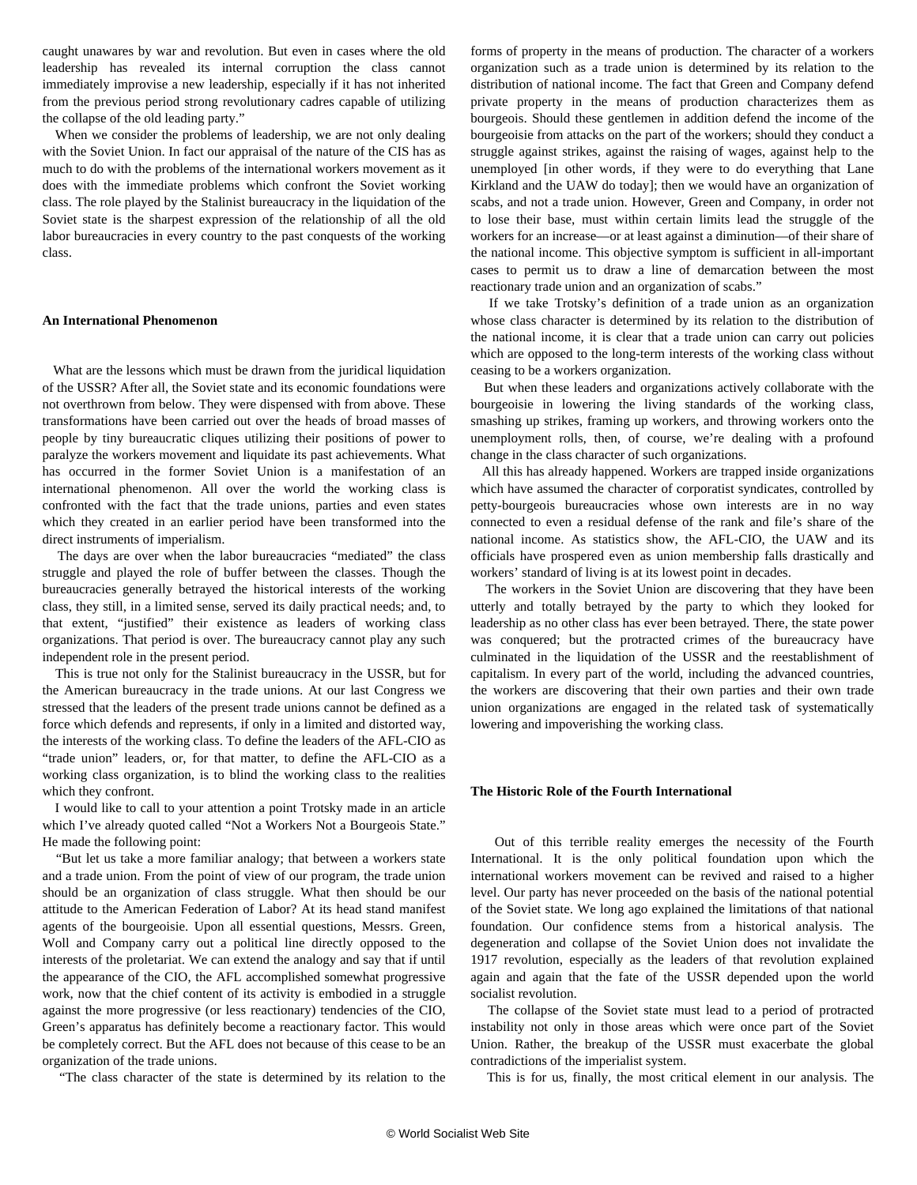caught unawares by war and revolution. But even in cases where the old leadership has revealed its internal corruption the class cannot immediately improvise a new leadership, especially if it has not inherited from the previous period strong revolutionary cadres capable of utilizing the collapse of the old leading party."

When we consider the problems of leadership, we are not only dealing with the Soviet Union. In fact our appraisal of the nature of the CIS has as much to do with the problems of the international workers movement as it does with the immediate problems which confront the Soviet working class. The role played by the Stalinist bureaucracy in the liquidation of the Soviet state is the sharpest expression of the relationship of all the old labor bureaucracies in every country to the past conquests of the working class.

**An International Phenomenon**

What are the lessons which must be drawn from the juridical liquidation of the USSR? After all, the Soviet state and its economic foundations were not overthrown from below. They were dispensed with from above. These transformations have been carried out over the heads of broad masses of people by tiny bureaucratic cliques utilizing their positions of power to paralyze the workers movement and liquidate its past achievements. What has occurred in the former Soviet Union is a manifestation of an international phenomenon. All over the world the working class is confronted with the fact that the trade unions, parties and even states which they created in an earlier period have been transformed into the direct instruments of imperialism.

The days are over when the labor bureaucracies "mediated" the class struggle and played the role of buffer between the classes. Though the bureaucracies generally betrayed the historical interests of the working class, they still, in a limited sense, served its daily practical needs; and, to that extent, "justified" their existence as leaders of working class organizations. That period is over. The bureaucracy cannot play any such independent role in the present period.

This is true not only for the Stalinist bureaucracy in the USSR, but for the American bureaucracy in the trade unions. At our last Congress we stressed that the leaders of the present trade unions cannot be defined as a force which defends and represents, if only in a limited and distorted way, the interests of the working class. To define the leaders of the AFL-CIO as "trade union" leaders, or, for that matter, to define the AFL-CIO as a working class organization, is to blind the working class to the realities which they confront.

I would like to call to your attention a point Trotsky made in an article which I've already quoted called "Not a Workers Not a Bourgeois State." He made the following point:

"But let us take a more familiar analogy; that between a workers state and a trade union. From the point of view of our program, the trade union should be an organization of class struggle. What then should be our attitude to the American Federation of Labor? At its head stand manifest agents of the bourgeoisie. Upon all essential questions, Messrs. Green, Woll and Company carry out a political line directly opposed to the interests of the proletariat. We can extend the analogy and say that if until the appearance of the CIO, the AFL accomplished somewhat progressive work, now that the chief content of its activity is embodied in a struggle against the more progressive (or less reactionary) tendencies of the CIO, Green's apparatus has definitely become a reactionary factor. This would be completely correct. But the AFL does not because of this cease to be an organization of the trade unions.

"The class character of the state is determined by its relation to the forms of property in the means of production. The character of a workers organization such as a trade union is determined by its relation to the distribution of national income. The fact that Green and Company defend private property in the means of production characterizes them as bourgeois. Should these gentlemen in addition defend the income of the bourgeoisie from attacks on the part of the workers; should they conduct a struggle against strikes, against the raising of wages, against help to the unemployed [in other words, if they were to do everything that Lane Kirkland and the UAW do today]; then we would have an organization of scabs, and not a trade union. However, Green and Company, in order not to lose their base, must within certain limits lead the struggle of the workers for an increase—or at least against a diminution—of their share of the national income. This objective symptom is sufficient in all-important cases to permit us to draw a line of demarcation between the most reactionary trade union and an organization of scabs."

If we take Trotsky's definition of a trade union as an organization whose class character is determined by its relation to the distribution of the national income, it is clear that a trade union can carry out policies which are opposed to the long-term interests of the working class without ceasing to be a workers organization.

But when these leaders and organizations actively collaborate with the bourgeoisie in lowering the living standards of the working class, smashing up strikes, framing up workers, and throwing workers onto the unemployment rolls, then, of course, we're dealing with a profound change in the class character of such organizations.

All this has already happened. Workers are trapped inside organizations which have assumed the character of corporatist syndicates, controlled by petty-bourgeois bureaucracies whose own interests are in no way connected to even a residual defense of the rank and file's share of the national income. As statistics show, the AFL-CIO, the UAW and its officials have prospered even as union membership falls drastically and workers' standard of living is at its lowest point in decades.

The workers in the Soviet Union are discovering that they have been utterly and totally betrayed by the party to which they looked for leadership as no other class has ever been betrayed. There, the state power was conquered; but the protracted crimes of the bureaucracy have culminated in the liquidation of the USSR and the reestablishment of capitalism. In every part of the world, including the advanced countries, the workers are discovering that their own parties and their own trade union organizations are engaged in the related task of systematically lowering and impoverishing the working class.

**The Historic Role of the Fourth International**

Out of this terrible reality emerges the necessity of the Fourth International. It is the only political foundation upon which the international workers movement can be revived and raised to a higher level. Our party has never proceeded on the basis of the national potential of the Soviet state. We long ago explained the limitations of that national foundation. Our confidence stems from a historical analysis. The degeneration and collapse of the Soviet Union does not invalidate the 1917 revolution, especially as the leaders of that revolution explained again and again that the fate of the USSR depended upon the world socialist revolution.

The collapse of the Soviet state must lead to a period of protracted instability not only in those areas which were once part of the Soviet Union. Rather, the breakup of the USSR must exacerbate the global contradictions of the imperialist system.

This is for us, finally, the most critical element in our analysis. The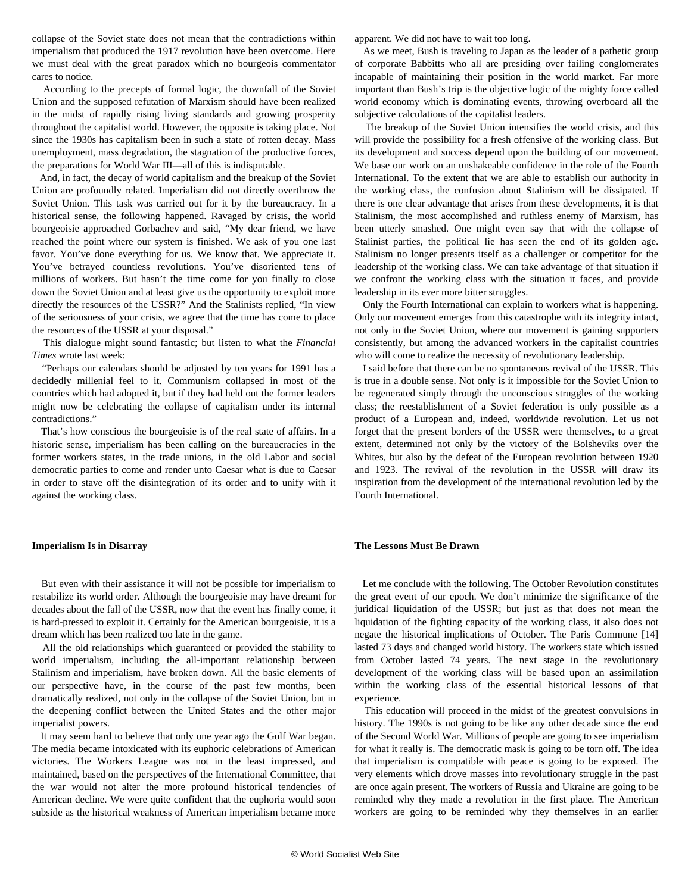collapse of the Soviet state does not mean that the contradictions within imperialism that produced the 1917 revolution have been overcome. Here we must deal with the great paradox which no bourgeois commentator cares to notice.

According to the precepts of formal logic, the downfall of the Soviet Union and the supposed refutation of Marxism should have been realized in the midst of rapidly rising living standards and growing prosperity throughout the capitalist world. However, the opposite is taking place. Not since the 1930s has capitalism been in such a state of rotten decay. Mass unemployment, mass degradation, the stagnation of the productive forces, the preparations for World War III—all of this is indisputable.

And, in fact, the decay of world capitalism and the breakup of the Soviet Union are profoundly related. Imperialism did not directly overthrow the Soviet Union. This task was carried out for it by the bureaucracy. In a historical sense, the following happened. Ravaged by crisis, the world bourgeoisie approached Gorbachev and said, "My dear friend, we have reached the point where our system is finished. We ask of you one last favor. You've done everything for us. We know that. We appreciate it. You've betrayed countless revolutions. You've disoriented tens of millions of workers. But hasn't the time come for you finally to close down the Soviet Union and at least give us the opportunity to exploit more directly the resources of the USSR?" And the Stalinists replied, "In view of the seriousness of your crisis, we agree that the time has come to place the resources of the USSR at your disposal."

This dialogue might sound fantastic; but listen to what the *Financial Times* wrote last week:

"Perhaps our calendars should be adjusted by ten years for 1991 has a decidedly millenial feel to it. Communism collapsed in most of the countries which had adopted it, but if they had held out the former leaders might now be celebrating the collapse of capitalism under its internal contradictions."

That's how conscious the bourgeoisie is of the real state of affairs. In a historic sense, imperialism has been calling on the bureaucracies in the former workers states, in the trade unions, in the old Labor and social democratic parties to come and render unto Caesar what is due to Caesar in order to stave off the disintegration of its order and to unify with it against the working class.

### Imperialism Is in Disarray

But even with their assistance it will not be possible for imperialism to restabilize its world order. Although the bourgeoisie may have dreamt for decades about the fall of the USSR, now that the event has finally come, it is hard-pressed to exploit it. Certainly for the American bourgeoisie, it is a dream which has been realized too late in the game.

All the old relationships which guaranteed or provided the stability to world imperialism, including the all-important relationship between Stalinism and imperialism, have broken down. All the basic elements of our perspective have, in the course of the past few months, been dramatically realized, not only in the collapse of the Soviet Union, but in the deepening conflict between the United States and the other major imperialist powers.

It may seem hard to believe that only one year ago the Gulf War began. The media became intoxicated with its euphoric celebrations of American victories. The Workers League was not in the least impressed, and maintained, based on the perspectives of the International Committee, that the war would not alter the more profound historical tendencies of American decline. We were quite confident that the euphoria would soon subside as the historical weakness of American imperialism became more apparent. We did not have to wait too long.

As we meet, Bush is traveling to Japan as the leader of a pathetic group of corporate Babbitts who all are presiding over failing conglomerates incapable of maintaining their position in the world market. Far more important than Bush's trip is the objective logic of the mighty force called world economy which is dominating events, throwing overboard all the subjective calculations of the capitalist leaders.

The breakup of the Soviet Union intensifies the world crisis, and this will provide the possibility for a fresh offensive of the working class. But its development and success depend upon the building of our movement. We base our work on an unshakeable confidence in the role of the Fourth International. To the extent that we are able to establish our authority in the working class, the confusion about Stalinism will be dissipated. If there is one clear advantage that arises from these developments, it is that Stalinism, the most accomplished and ruthless enemy of Marxism, has been utterly smashed. One might even say that with the collapse of Stalinist parties, the political lie has seen the end of its golden age. Stalinism no longer presents itself as a challenger or competitor for the leadership of the working class. We can take advantage of that situation if we confront the working class with the situation it faces, and provide leadership in its ever more bitter struggles.

Only the Fourth International can explain to workers what is happening. Only our movement emerges from this catastrophe with its integrity intact, not only in the Soviet Union, where our movement is gaining supporters consistently, but among the advanced workers in the capitalist countries who will come to realize the necessity of revolutionary leadership.

I said before that there can be no spontaneous revival of the USSR. This is true in a double sense. Not only is it impossible for the Soviet Union to be regenerated simply through the unconscious struggles of the working class; the reestablishment of a Soviet federation is only possible as a product of a European and, indeed, worldwide revolution. Let us not forget that the present borders of the USSR were themselves, to a great extent, determined not only by the victory of the Bolsheviks over the Whites, but also by the defeat of the European revolution between 1920 and 1923. The revival of the revolution in the USSR will draw its inspiration from the development of the international revolution led by the Fourth International.

### The Lessons Must Be Drawn

Let me conclude with the following. The October Revolution constitutes the great event of our epoch. We don't minimize the significance of the juridical liquidation of the USSR; but just as that does not mean the liquidation of the fighting capacity of the working class, it also does not negate the historical implications of October. The Paris Commune [14] lasted 73 days and changed world history. The workers state which issued from October lasted 74 years. The next stage in the revolutionary development of the working class will be based upon an assimilation within the working class of the essential historical lessons of that experience.

This education will proceed in the midst of the greatest convulsions in history. The 1990s is not going to be like any other decade since the end of the Second World War. Millions of people are going to see imperialism for what it really is. The democratic mask is going to be torn off. The idea that imperialism is compatible with peace is going to be exposed. The very elements which drove masses into revolutionary struggle in the past are once again present. The workers of Russia and Ukraine are going to be reminded why they made a revolution in the first place. The American workers are going to be reminded why they themselves in an earlier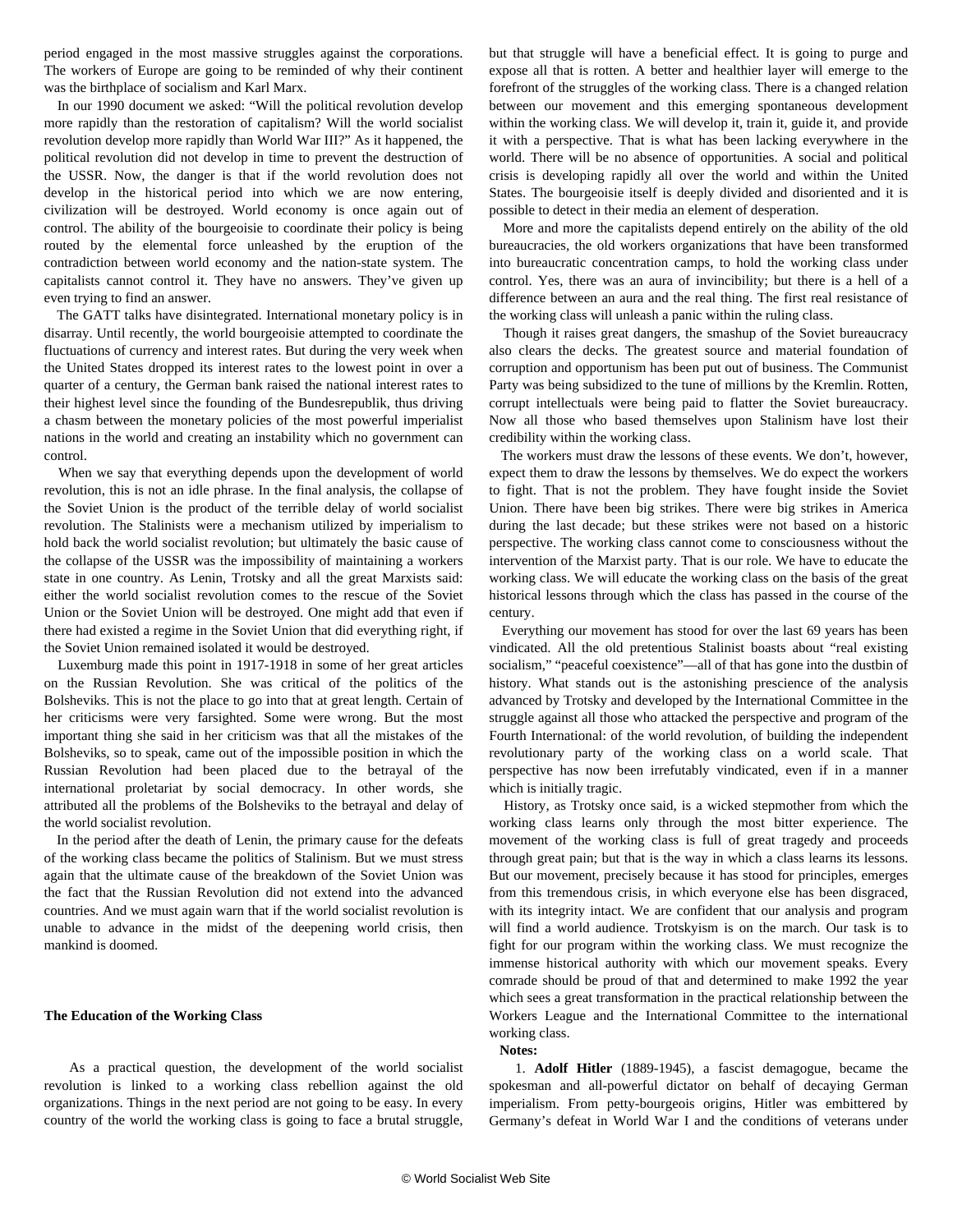period engaged in the most massive struggles against the corporations. The workers of Europe are going to be reminded of why their continent was the birthplace of socialism and Karl Marx.

In our 1990 document we asked: "Will the political revolution develop more rapidly than the restoration of capitalism? Will the world socialist revolution develop more rapidly than World War III?" As it happened, the political revolution did not develop in time to prevent the destruction of the USSR. Now, the danger is that if the world revolution does not develop in the historical period into which we are now entering, civilization will be destroyed. World economy is once again out of control. The ability of the bourgeoisie to coordinate their policy is being routed by the elemental force unleashed by the eruption of the contradiction between world economy and the nation-state system. The capitalists cannot control it. They have no answers. They've given up even trying to find an answer.

The GATT talks have disintegrated. International monetary policy is in disarray. Until recently, the world bourgeoisie attempted to coordinate the fluctuations of currency and interest rates. But during the very week when the United States dropped its interest rates to the lowest point in over a quarter of a century, the German bank raised the national interest rates to their highest level since the founding of the Bundesrepublik, thus driving a chasm between the monetary policies of the most powerful imperialist nations in the world and creating an instability which no government can control.

When we say that everything depends upon the development of world revolution, this is not an idle phrase. In the final analysis, the collapse of the Soviet Union is the product of the terrible delay of world socialist revolution. The Stalinists were a mechanism utilized by imperialism to hold back the world socialist revolution; but ultimately the basic cause of the collapse of the USSR was the impossibility of maintaining a workers state in one country. As Lenin, Trotsky and all the great Marxists said: either the world socialist revolution comes to the rescue of the Soviet Union or the Soviet Union will be destroyed. One might add that even if there had existed a regime in the Soviet Union that did everything right, if the Soviet Union remained isolated it would be destroyed.

Luxemburg made this point in 1917-1918 in some of her great articles on the Russian Revolution. She was critical of the politics of the Bolsheviks. This is not the place to go into that at great length. Certain of her criticisms were very farsighted. Some were wrong. But the most important thing she said in her criticism was that all the mistakes of the Bolsheviks, so to speak, came out of the impossible position in which the Russian Revolution had been placed due to the betrayal of the international proletariat by social democracy. In other words, she attributed all the problems of the Bolsheviks to the betrayal and delay of the world socialist revolution.

In the period after the death of Lenin, the primary cause for the defeats of the working class became the politics of Stalinism. But we must stress again that the ultimate cause of the breakdown of the Soviet Union was the fact that the Russian Revolution did not extend into the advanced countries. And we must again warn that if the world socialist revolution is unable to advance in the midst of the deepening world crisis, then mankind is doomed.

**The Education of the Working Class**

As a practical question, the development of the world socialist revolution is linked to a working class rebellion against the old organizations. Things in the next period are not going to be easy. In every country of the world the working class is going to face a brutal struggle, but that struggle will have a beneficial effect. It is going to purge and expose all that is rotten. A better and healthier layer will emerge to the forefront of the struggles of the working class. There is a changed relation between our movement and this emerging spontaneous development within the working class. We will develop it, train it, guide it, and provide it with a perspective. That is what has been lacking everywhere in the world. There will be no absence of opportunities. A social and political crisis is developing rapidly all over the world and within the United States. The bourgeoisie itself is deeply divided and disoriented and it is possible to detect in their media an element of desperation.

More and more the capitalists depend entirely on the ability of the old bureaucracies, the old workers organizations that have been transformed into bureaucratic concentration camps, to hold the working class under control. Yes, there was an aura of invincibility; but there is a hell of a difference between an aura and the real thing. The first real resistance of the working class will unleash a panic within the ruling class.

Though it raises great dangers, the smashup of the Soviet bureaucracy also clears the decks. The greatest source and material foundation of corruption and opportunism has been put out of business. The Communist Party was being subsidized to the tune of millions by the Kremlin. Rotten, corrupt intellectuals were being paid to flatter the Soviet bureaucracy. Now all those who based themselves upon Stalinism have lost their credibility within the working class.

The workers must draw the lessons of these events. We don't, however, expect them to draw the lessons by themselves. We do expect the workers to fight. That is not the problem. They have fought inside the Soviet Union. There have been big strikes. There were big strikes in America during the last decade; but these strikes were not based on a historic perspective. The working class cannot come to consciousness without the intervention of the Marxist party. That is our role. We have to educate the working class. We will educate the working class on the basis of the great historical lessons through which the class has passed in the course of the century.

Everything our movement has stood for over the last 69 years has been vindicated. All the old pretentious Stalinist boasts about "real existing socialism," "peaceful coexistence"—all of that has gone into the dustbin of history. What stands out is the astonishing prescience of the analysis advanced by Trotsky and developed by the International Committee in the struggle against all those who attacked the perspective and program of the Fourth International: of the world revolution, of building the independent revolutionary party of the working class on a world scale. That perspective has now been irrefutably vindicated, even if in a manner which is initially tragic.

History, as Trotsky once said, is a wicked stepmother from which the working class learns only through the most bitter experience. The movement of the working class is full of great tragedy and proceeds through great pain; but that is the way in which a class learns its lessons. But our movement, precisely because it has stood for principles, emerges from this tremendous crisis, in which everyone else has been disgraced, with its integrity intact. We are confident that our analysis and program will find a world audience. Trotskyism is on the march. Our task is to fight for our program within the working class. We must recognize the immense historical authority with which our movement speaks. Every comrade should be proud of that and determined to make 1992 the year which sees a great transformation in the practical relationship between the Workers League and the International Committee to the international working class.

**Notes:**

1. **Adolf Hitler** (1889-1945), a fascist demagogue, became the spokesman and all-powerful dictator on behalf of decaying German imperialism. From petty-bourgeois origins, Hitler was embittered by Germany's defeat in World War I and the conditions of veterans under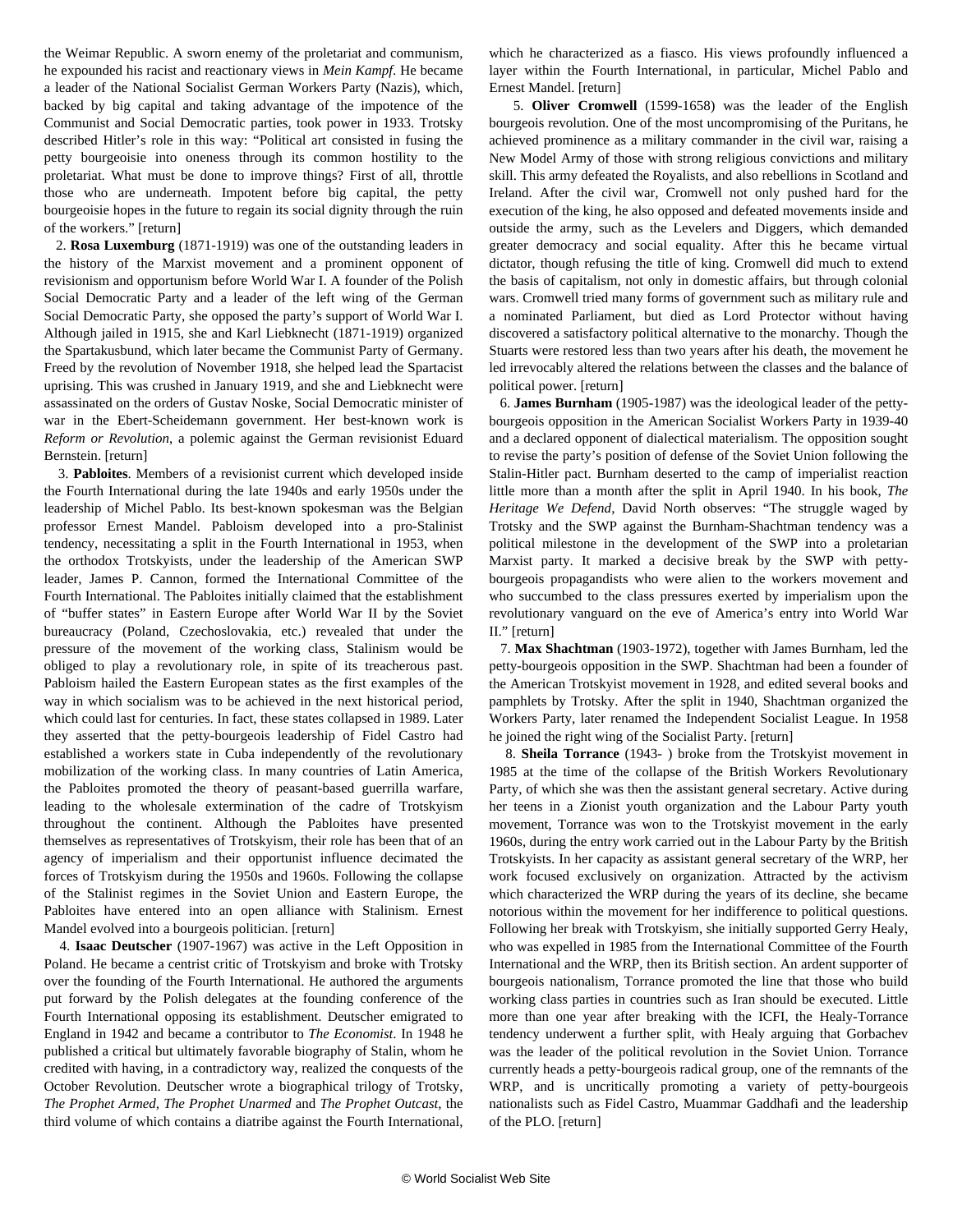the Weimar Republic. A sworn enemy of the proletariat and communism, he expounded his racist and reactionary views in *Mein Kampf*. He became a leader of the National Socialist German Workers Party (Nazis), which, backed by big capital and taking advantage of the impotence of the Communist and Social Democratic parties, took power in 1933. Trotsky described Hitler's role in this way: "Political art consisted in fusing the petty bourgeoisie into oneness through its common hostility to the proletariat. What must be done to improve things? First of all, throttle those who are underneath. Impotent before big capital, the petty bourgeoisie hopes in the future to regain its social dignity through the ruin of the workers." [return]

2. **Rosa Luxemburg** (1871-1919) was one of the outstanding leaders in the history of the Marxist movement and a prominent opponent of revisionism and opportunism before World War I. A founder of the Polish Social Democratic Party and a leader of the left wing of the German Social Democratic Party, she opposed the party's support of World War I. Although jailed in 1915, she and Karl Liebknecht (1871-1919) organized the Spartakusbund, which later became the Communist Party of Germany. Freed by the revolution of November 1918, she helped lead the Spartacist uprising. This was crushed in January 1919, and she and Liebknecht were assassinated on the orders of Gustav Noske, Social Democratic minister of war in the Ebert-Scheidemann government. Her best-known work is *Reform or Revolution*, a polemic against the German revisionist Eduard Bernstein. [return]

3. **Pabloites**. Members of a revisionist current which developed inside the Fourth International during the late 1940s and early 1950s under the leadership of Michel Pablo. Its best-known spokesman was the Belgian professor Ernest Mandel. Pabloism developed into a pro-Stalinist tendency, necessitating a split in the Fourth International in 1953, when the orthodox Trotskyists, under the leadership of the American SWP leader, James P. Cannon, formed the International Committee of the Fourth International. The Pabloites initially claimed that the establishment of "buffer states" in Eastern Europe after World War II by the Soviet bureaucracy (Poland, Czechoslovakia, etc.) revealed that under the pressure of the movement of the working class, Stalinism would be obliged to play a revolutionary role, in spite of its treacherous past. Pabloism hailed the Eastern European states as the first examples of the way in which socialism was to be achieved in the next historical period, which could last for centuries. In fact, these states collapsed in 1989. Later they asserted that the petty-bourgeois leadership of Fidel Castro had established a workers state in Cuba independently of the revolutionary mobilization of the working class. In many countries of Latin America, the Pabloites promoted the theory of peasant-based guerrilla warfare, leading to the wholesale extermination of the cadre of Trotskyism throughout the continent. Although the Pabloites have presented themselves as representatives of Trotskyism, their role has been that of an agency of imperialism and their opportunist influence decimated the forces of Trotskyism during the 1950s and 1960s. Following the collapse of the Stalinist regimes in the Soviet Union and Eastern Europe, the Pabloites have entered into an open alliance with Stalinism. Ernest Mandel evolved into a bourgeois politician. [return]

4. **Isaac Deutscher** (1907-1967) was active in the Left Opposition in Poland. He became a centrist critic of Trotskyism and broke with Trotsky over the founding of the Fourth International. He authored the arguments put forward by the Polish delegates at the founding conference of the Fourth International opposing its establishment. Deutscher emigrated to England in 1942 and became a contributor to *The Economist*. In 1948 he published a critical but ultimately favorable biography of Stalin, whom he credited with having, in a contradictory way, realized the conquests of the October Revolution. Deutscher wrote a biographical trilogy of Trotsky, *The Prophet Armed*, *The Prophet Unarmed* and *The Prophet Outcast*, the third volume of which contains a diatribe against the Fourth International, which he characterized as a fiasco. His views profoundly influenced a layer within the Fourth International, in particular, Michel Pablo and Ernest Mandel. [return]

5. **Oliver Cromwell** (1599-1658) was the leader of the English bourgeois revolution. One of the most uncompromising of the Puritans, he achieved prominence as a military commander in the civil war, raising a New Model Army of those with strong religious convictions and military skill. This army defeated the Royalists, and also rebellions in Scotland and Ireland. After the civil war, Cromwell not only pushed hard for the execution of the king, he also opposed and defeated movements inside and outside the army, such as the Levelers and Diggers, which demanded greater democracy and social equality. After this he became virtual dictator, though refusing the title of king. Cromwell did much to extend the basis of capitalism, not only in domestic affairs, but through colonial wars. Cromwell tried many forms of government such as military rule and a nominated Parliament, but died as Lord Protector without having discovered a satisfactory political alternative to the monarchy. Though the Stuarts were restored less than two years after his death, the movement he led irrevocably altered the relations between the classes and the balance of political power. [return]

6. **James Burnham** (1905-1987) was the ideological leader of the petty-bourgeois opposition in the American Socialist Workers Party in 1939-40 and a declared opponent of dialectical materialism. The opposition sought to revise the party's position of defense of the Soviet Union following the Stalin-Hitler pact. Burnham deserted to the camp of imperialist reaction little more than a month after the split in April 1940. In his book, *The Heritage We Defend*, David North observes: "The struggle waged by Trotsky and the SWP against the Burnham-Shachtman tendency was a political milestone in the development of the SWP into a proletarian Marxist party. It marked a decisive break by the SWP with petty-bourgeois propagandists who were alien to the workers movement and who succumbed to the class pressures exerted by imperialism upon the revolutionary vanguard on the eve of America's entry into World War II." [return]

7. **Max Shachtman** (1903-1972), together with James Burnham, led the petty-bourgeois opposition in the SWP. Shachtman had been a founder of the American Trotskyist movement in 1928, and edited several books and pamphlets by Trotsky. After the split in 1940, Shachtman organized the Workers Party, later renamed the Independent Socialist League. In 1958 he joined the right wing of the Socialist Party. [return]

8. **Sheila Torrance** (1943- ) broke from the Trotskyist movement in 1985 at the time of the collapse of the British Workers Revolutionary Party, of which she was then the assistant general secretary. Active during her teens in a Zionist youth organization and the Labour Party youth movement, Torrance was won to the Trotskyist movement in the early 1960s, during the entry work carried out in the Labour Party by the British Trotskyists. In her capacity as assistant general secretary of the WRP, her work focused exclusively on organization. Attracted by the activism which characterized the WRP during the years of its decline, she became notorious within the movement for her indifference to political questions. Following her break with Trotskyism, she initially supported Gerry Healy, who was expelled in 1985 from the International Committee of the Fourth International and the WRP, then its British section. An ardent supporter of bourgeois nationalism, Torrance promoted the line that those who build working class parties in countries such as Iran should be executed. Little more than one year after breaking with the ICFI, the Healy-Torrance tendency underwent a further split, with Healy arguing that Gorbachev was the leader of the political revolution in the Soviet Union. Torrance currently heads a petty-bourgeois radical group, one of the remnants of the WRP, and is uncritically promoting a variety of petty-bourgeois nationalists such as Fidel Castro, Muammar Gaddhafi and the leadership of the PLO. [return]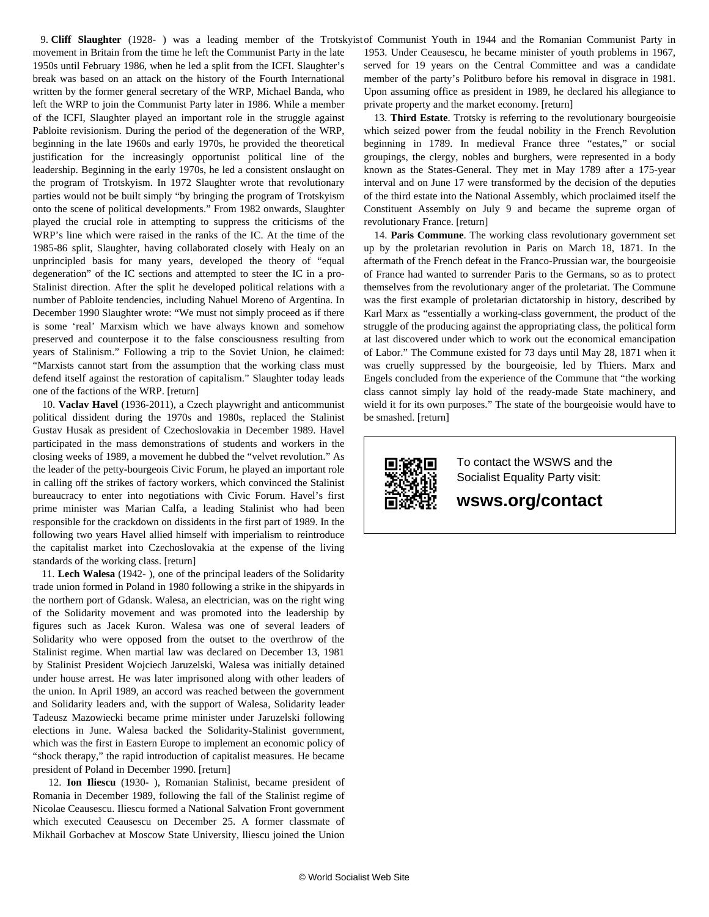9. **Cliff Slaughter** (1928- ) was a leading member of the Trotskyist movement in Britain from the time he left the Communist Party in the late 1950s until February 1986, when he led a split from the ICFI. Slaughter's break was based on an attack on the history of the Fourth International written by the former general secretary of the WRP, Michael Banda, who left the WRP to join the Communist Party later in 1986. While a member of the ICFI, Slaughter played an important role in the struggle against Pabloite revisionism. During the period of the degeneration of the WRP, beginning in the late 1960s and early 1970s, he provided the theoretical justification for the increasingly opportunist political line of the leadership. Beginning in the early 1970s, he led a consistent onslaught on the program of Trotskyism. In 1972 Slaughter wrote that revolutionary parties would not be built simply "by bringing the program of Trotskyism onto the scene of political developments." From 1982 onwards, Slaughter played the crucial role in attempting to suppress the criticisms of the WRP's line which were raised in the ranks of the IC. At the time of the 1985-86 split, Slaughter, having collaborated closely with Healy on an unprincipled basis for many years, developed the theory of "equal degeneration" of the IC sections and attempted to steer the IC in a pro-Stalinist direction. After the split he developed political relations with a number of Pabloite tendencies, including Nahuel Moreno of Argentina. In December 1990 Slaughter wrote: "We must not simply proceed as if there is some 'real' Marxism which we have always known and somehow preserved and counterpose it to the false consciousness resulting from years of Stalinism." Following a trip to the Soviet Union, he claimed: "Marxists cannot start from the assumption that the working class must defend itself against the restoration of capitalism." Slaughter today leads one of the factions of the WRP. [return]

10. **Vaclav Havel** (1936-2011), a Czech playwright and anticommunist political dissident during the 1970s and 1980s, replaced the Stalinist Gustav Husak as president of Czechoslovakia in December 1989. Havel participated in the mass demonstrations of students and workers in the closing weeks of 1989, a movement he dubbed the "velvet revolution." As the leader of the petty-bourgeois Civic Forum, he played an important role in calling off the strikes of factory workers, which convinced the Stalinist bureaucracy to enter into negotiations with Civic Forum. Havel's first prime minister was Marian Calfa, a leading Stalinist who had been responsible for the crackdown on dissidents in the first part of 1989. In the following two years Havel allied himself with imperialism to reintroduce the capitalist market into Czechoslovakia at the expense of the living standards of the working class. [return]

11. **Lech Walesa** (1942- ), one of the principal leaders of the Solidarity trade union formed in Poland in 1980 following a strike in the shipyards in the northern port of Gdansk. Walesa, an electrician, was on the right wing of the Solidarity movement and was promoted into the leadership by figures such as Jacek Kuron. Walesa was one of several leaders of Solidarity who were opposed from the outset to the overthrow of the Stalinist regime. When martial law was declared on December 13, 1981 by Stalinist President Wojciech Jaruzelski, Walesa was initially detained under house arrest. He was later imprisoned along with other leaders of the union. In April 1989, an accord was reached between the government and Solidarity leaders and, with the support of Walesa, Solidarity leader Tadeusz Mazowiecki became prime minister under Jaruzelski following elections in June. Walesa backed the Solidarity-Stalinist government, which was the first in Eastern Europe to implement an economic policy of "shock therapy," the rapid introduction of capitalist measures. He became president of Poland in December 1990. [return]

12. **Ion Iliescu** (1930- ), Romanian Stalinist, became president of Romania in December 1989, following the fall of the Stalinist regime of Nicolae Ceausescu. Iliescu formed a National Salvation Front government which executed Ceausescu on December 25. A former classmate of Mikhail Gorbachev at Moscow State University, lliescu joined the Union of Communist Youth in 1944 and the Romanian Communist Party in 1953. Under Ceausescu, he became minister of youth problems in 1967, served for 19 years on the Central Committee and was a candidate member of the party's Politburo before his removal in disgrace in 1981. Upon assuming office as president in 1989, he declared his allegiance to private property and the market economy. [return]

13. **Third Estate**. Trotsky is referring to the revolutionary bourgeoisie which seized power from the feudal nobility in the French Revolution beginning in 1789. In medieval France three "estates," or social groupings, the clergy, nobles and burghers, were represented in a body known as the States-General. They met in May 1789 after a 175-year interval and on June 17 were transformed by the decision of the deputies of the third estate into the National Assembly, which proclaimed itself the Constituent Assembly on July 9 and became the supreme organ of revolutionary France. [return]

14. **Paris Commune**. The working class revolutionary government set up by the proletarian revolution in Paris on March 18, 1871. In the aftermath of the French defeat in the Franco-Prussian war, the bourgeoisie of France had wanted to surrender Paris to the Germans, so as to protect themselves from the revolutionary anger of the proletariat. The Commune was the first example of proletarian dictatorship in history, described by Karl Marx as "essentially a working-class government, the product of the struggle of the producing against the appropriating class, the political form at last discovered under which to work out the economical emancipation of Labor." The Commune existed for 73 days until May 28, 1871 when it was cruelly suppressed by the bourgeoisie, led by Thiers. Marx and Engels concluded from the experience of the Commune that "the working class cannot simply lay hold of the ready-made State machinery, and wield it for its own purposes." The state of the bourgeoisie would have to be smashed. [return]

To contact the WSWS and the Socialist Equality Party visit:

**wsws.org/contact**